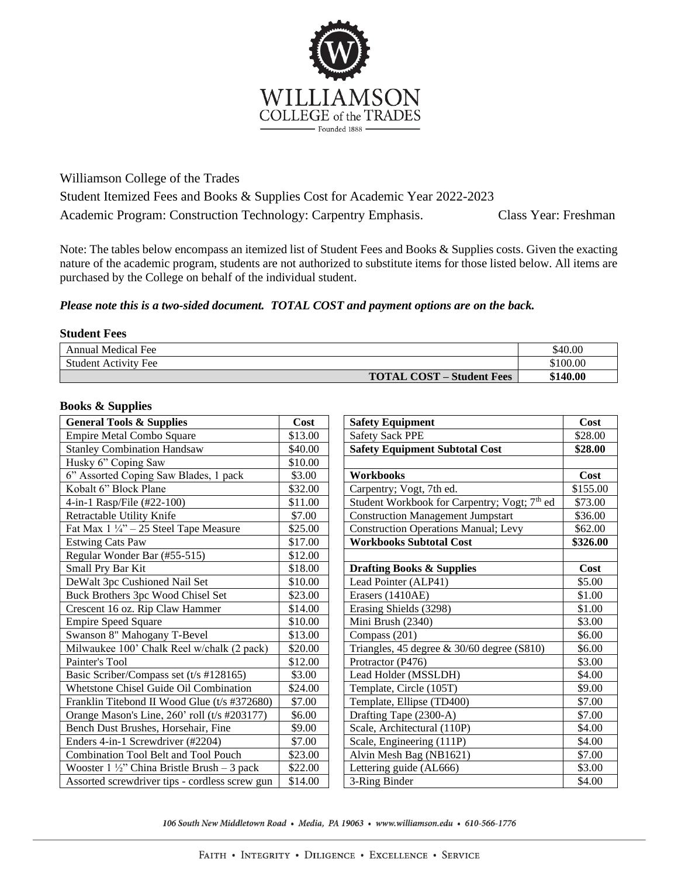WILLIAMSON
COLLEGE of the TRADES
Founded 1888

Williamson College of the Trades

Student Itemized Fees and Books & Supplies Cost for Academic Year 2022-2023

Academic Program: Construction Technology: Carpentry Emphasis. Class Year: Freshman

Note: The tables below encompass an itemized list of Student Fees and Books & Supplies costs. Given the exacting nature of the academic program, students are not authorized to substitute items for those listed below. All items are purchased by the College on behalf of the individual student.

***Please note this is a two-sided document. TOTAL COST and payment options are on the back.***

**Student Fees**

| | |
|---|---|
| Annual Medical Fee | $40.00 |
| Student Activity Fee | $100.00 |
| **TOTAL COST – Student Fees** | **$140.00** |

**Books & Supplies**

| General Tools & Supplies | Cost |
|---|---|
| Empire Metal Combo Square | $13.00 |
| Stanley Combination Handsaw | $40.00 |
| Husky 6" Coping Saw | $10.00 |
| 6" Assorted Coping Saw Blades, 1 pack | $3.00 |
| Kobalt 6" Block Plane | $32.00 |
| 4-in-1 Rasp/File (#22-100) | $11.00 |
| Retractable Utility Knife | $7.00 |
| Fat Max 1 ¼" – 25 Steel Tape Measure | $25.00 |
| Estwing Cats Paw | $17.00 |
| Regular Wonder Bar (#55-515) | $12.00 |
| Small Pry Bar Kit | $18.00 |
| DeWalt 3pc Cushioned Nail Set | $10.00 |
| Buck Brothers 3pc Wood Chisel Set | $23.00 |
| Crescent 16 oz. Rip Claw Hammer | $14.00 |
| Empire Speed Square | $10.00 |
| Swanson 8" Mahogany T-Bevel | $13.00 |
| Milwaukee 100' Chalk Reel w/chalk (2 pack) | $20.00 |
| Painter's Tool | $12.00 |
| Basic Scriber/Compass set (t/s #128165) | $3.00 |
| Whetstone Chisel Guide Oil Combination | $24.00 |
| Franklin Titebond II Wood Glue (t/s #372680) | $7.00 |
| Orange Mason's Line, 260' roll (t/s #203177) | $6.00 |
| Bench Dust Brushes, Horsehair, Fine | $9.00 |
| Enders 4-in-1 Screwdriver (#2204) | $7.00 |
| Combination Tool Belt and Tool Pouch | $23.00 |
| Wooster 1 ½" China Bristle Brush – 3 pack | $22.00 |
| Assorted screwdriver tips - cordless screw gun | $14.00 |

| Safety Equipment | Cost |
|---|---|
| Safety Sack PPE | $28.00 |
| **Safety Equipment Subtotal Cost** | **$28.00** |

| Workbooks | Cost |
|---|---|
| Carpentry; Vogt, 7th ed. | $155.00 |
| Student Workbook for Carpentry; Vogt; 7th ed | $73.00 |
| Construction Management Jumpstart | $36.00 |
| Construction Operations Manual; Levy | $62.00 |
| **Workbooks Subtotal Cost** | **$326.00** |

| Drafting Books & Supplies | Cost |
|---|---|
| Lead Pointer (ALP41) | $5.00 |
| Erasers (1410AE) | $1.00 |
| Erasing Shields (3298) | $1.00 |
| Mini Brush (2340) | $3.00 |
| Compass (201) | $6.00 |
| Triangles, 45 degree & 30/60 degree (S810) | $6.00 |
| Protractor (P476) | $3.00 |
| Lead Holder (MSSLDH) | $4.00 |
| Template, Circle (105T) | $9.00 |
| Template, Ellipse (TD400) | $7.00 |
| Drafting Tape (2300-A) | $7.00 |
| Scale, Architectural (110P) | $4.00 |
| Scale, Engineering (111P) | $4.00 |
| Alvin Mesh Bag (NB1621) | $7.00 |
| Lettering guide (AL666) | $3.00 |
| 3-Ring Binder | $4.00 |

*106 South New Middletown Road • Media, PA 19063 • www.williamson.edu • 610-566-1776*

FAITH • INTEGRITY • DILIGENCE • EXCELLENCE • SERVICE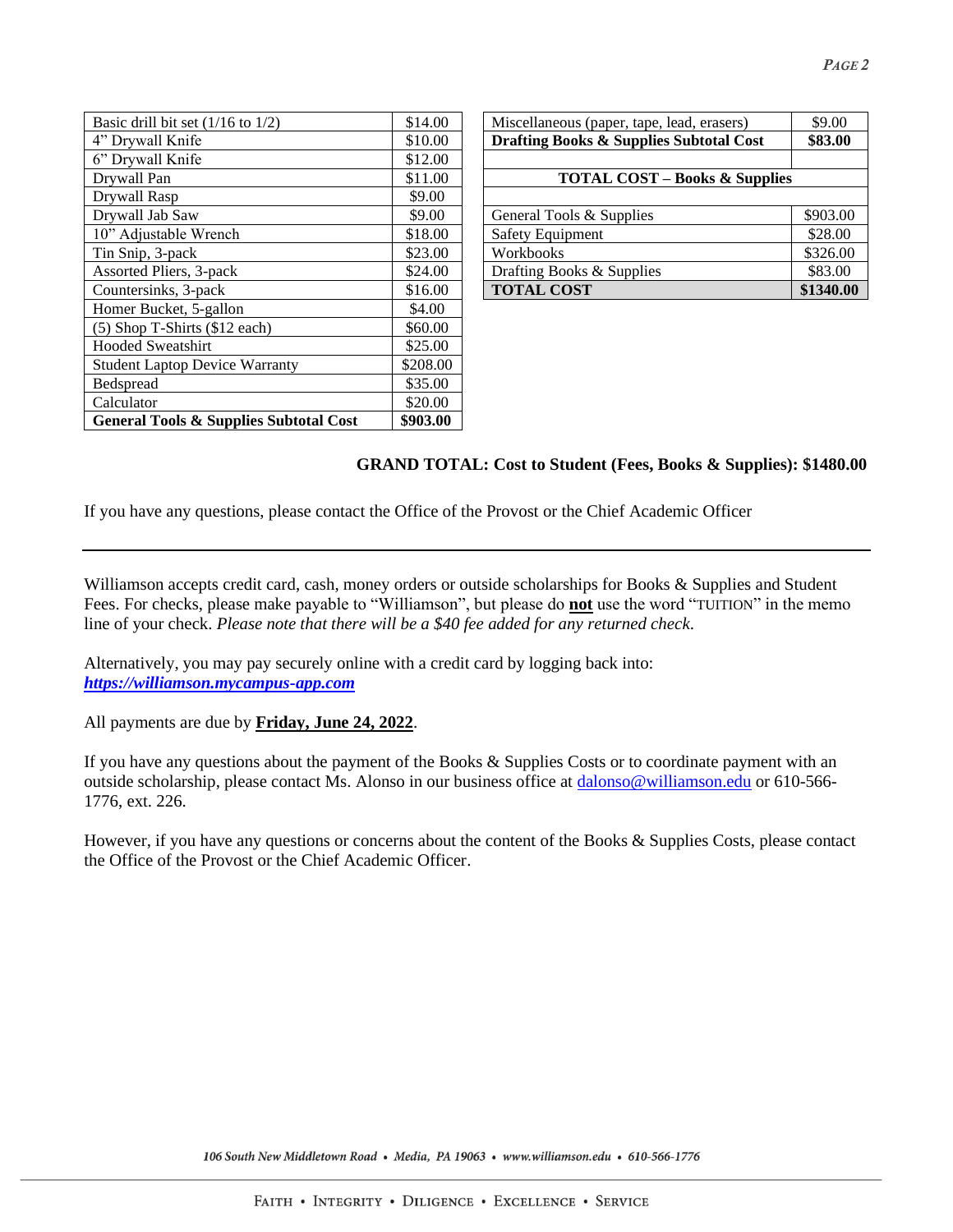| | |
|---|---|
| Basic drill bit set (1/16 to 1/2) | $14.00 |
| 4" Drywall Knife | $10.00 |
| 6" Drywall Knife | $12.00 |
| Drywall Pan | $11.00 |
| Drywall Rasp | $9.00 |
| Drywall Jab Saw | $9.00 |
| 10" Adjustable Wrench | $18.00 |
| Tin Snip, 3-pack | $23.00 |
| Assorted Pliers, 3-pack | $24.00 |
| Countersinks, 3-pack | $16.00 |
| Homer Bucket, 5-gallon | $4.00 |
| (5) Shop T-Shirts ($12 each) | $60.00 |
| Hooded Sweatshirt | $25.00 |
| Student Laptop Device Warranty | $208.00 |
| Bedspread | $35.00 |
| Calculator | $20.00 |
| **General Tools & Supplies Subtotal Cost** | **$903.00** |

| | |
|---|---|
| Miscellaneous (paper, tape, lead, erasers) | $9.00 |
| **Drafting Books & Supplies Subtotal Cost** | **$83.00** |
| | |
| **TOTAL COST – Books & Supplies** | |
| | |
| General Tools & Supplies | $903.00 |
| Safety Equipment | $28.00 |
| Workbooks | $326.00 |
| Drafting Books & Supplies | $83.00 |
| **TOTAL COST** | **$1340.00** |

**GRAND TOTAL: Cost to Student (Fees, Books & Supplies): $1480.00**

If you have any questions, please contact the Office of the Provost or the Chief Academic Officer

---

Williamson accepts credit card, cash, money orders or outside scholarships for Books & Supplies and Student Fees. For checks, please make payable to "Williamson", but please do **not** use the word "TUITION" in the memo line of your check. *Please note that there will be a $40 fee added for any returned check.*

Alternatively, you may pay securely online with a credit card by logging back into: ***https://williamson.mycampus-app.com***

All payments are due by **Friday, June 24, 2022**.

If you have any questions about the payment of the Books & Supplies Costs or to coordinate payment with an outside scholarship, please contact Ms. Alonso in our business office at dalonso@williamson.edu or 610-566-1776, ext. 226.

However, if you have any questions or concerns about the content of the Books & Supplies Costs, please contact the Office of the Provost or the Chief Academic Officer.